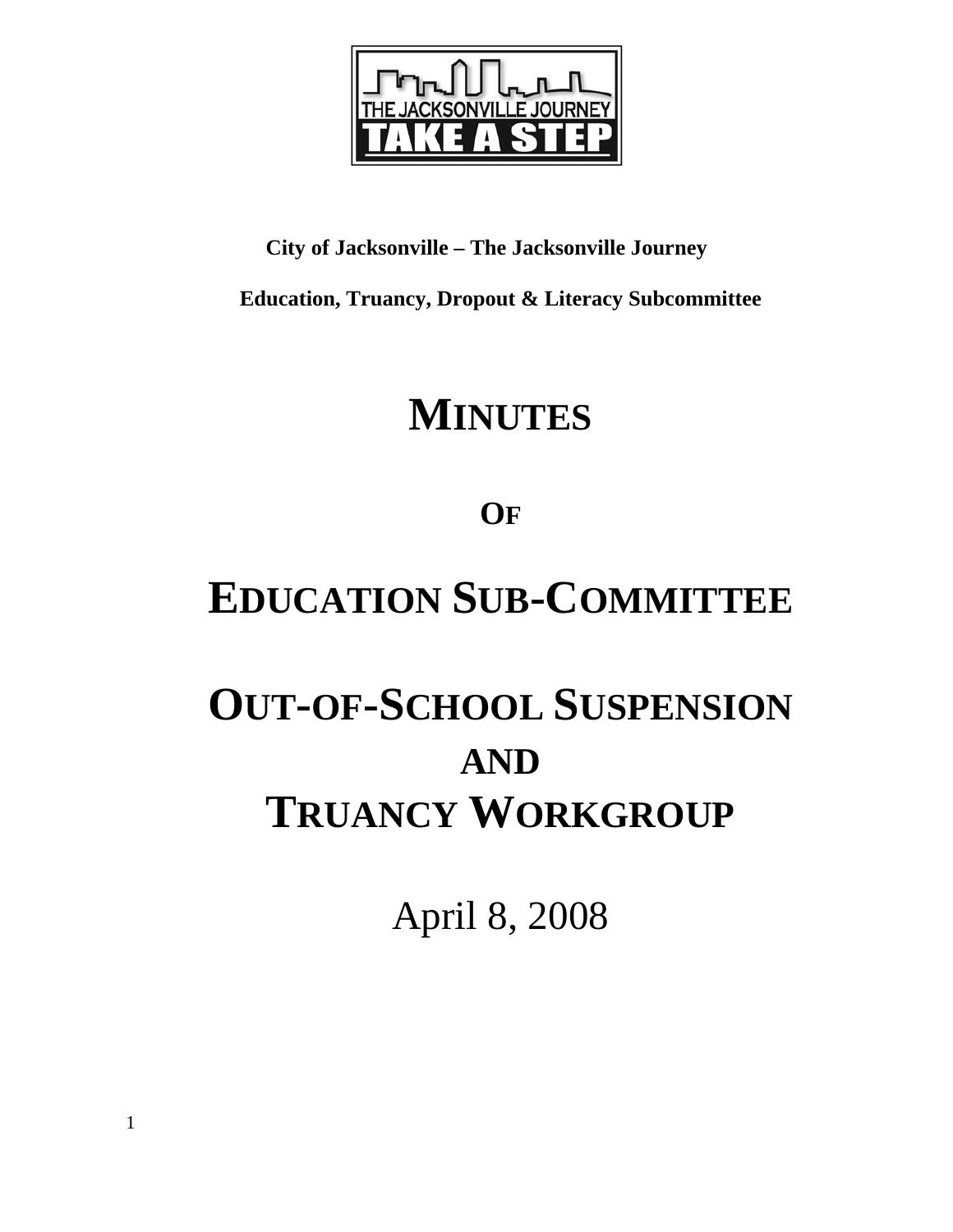**City of Jacksonville – The Jacksonville Journey**

**Education, Truancy, Dropout & Literacy Subcommittee**

# MINUTES

## OF

# EDUCATION SUB-COMMITTEE

# OUT-OF-SCHOOL SUSPENSION AND TRUANCY WORKGROUP

April 8, 2008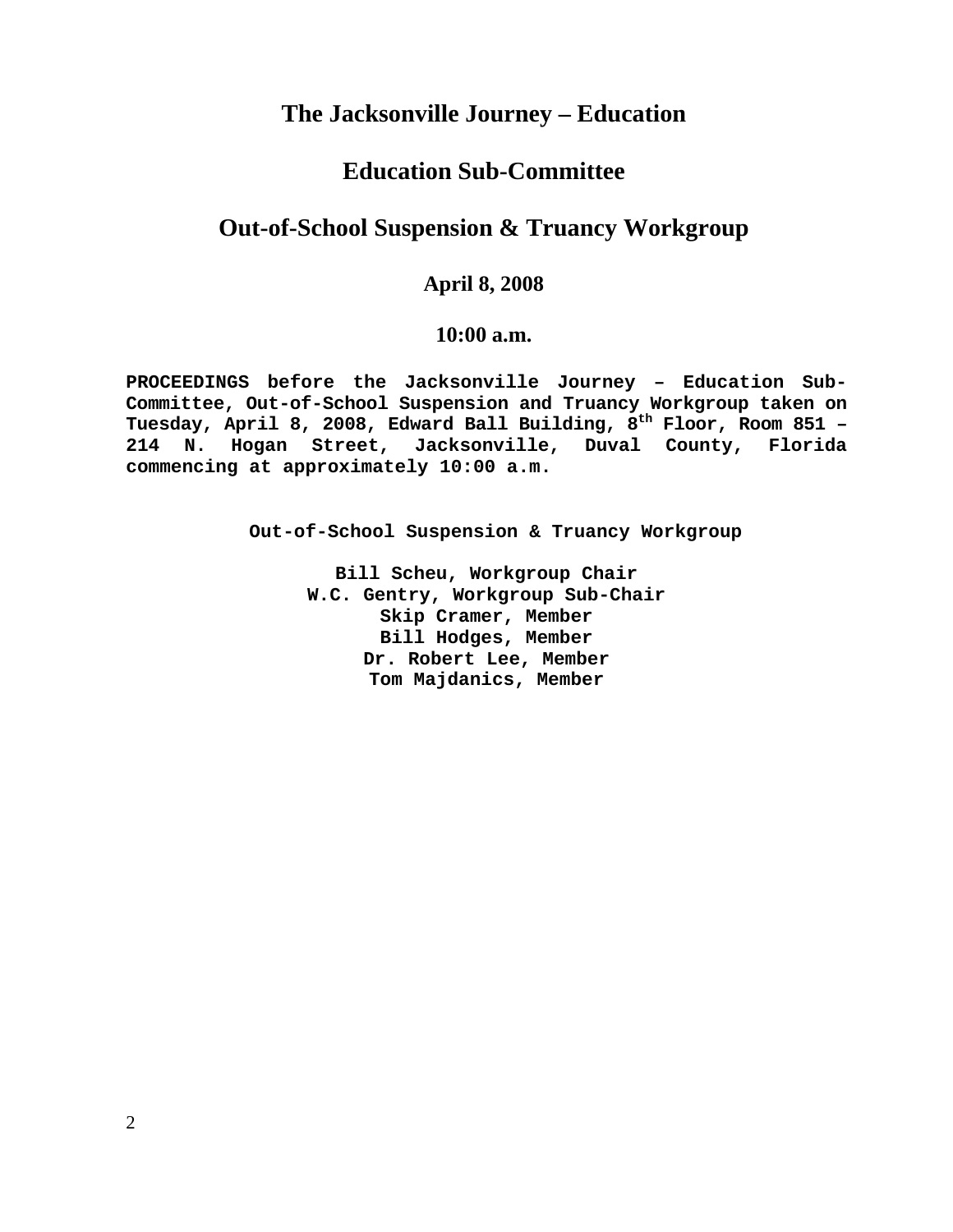# The Jacksonville Journey – Education

## Education Sub-Committee

## Out-of-School Suspension & Truancy Workgroup

**April 8, 2008**

**10:00 a.m.**

**PROCEEDINGS before the Jacksonville Journey – Education Sub-Committee, Out-of-School Suspension and Truancy Workgroup taken on Tuesday, April 8, 2008, Edward Ball Building, 8th Floor, Room 851 – 214 N. Hogan Street, Jacksonville, Duval County, Florida commencing at approximately 10:00 a.m.**

**Out-of-School Suspension & Truancy Workgroup**

**Bill Scheu, Workgroup Chair**
**W.C. Gentry, Workgroup Sub-Chair**
**Skip Cramer, Member**
**Bill Hodges, Member**
**Dr. Robert Lee, Member**
**Tom Majdanics, Member**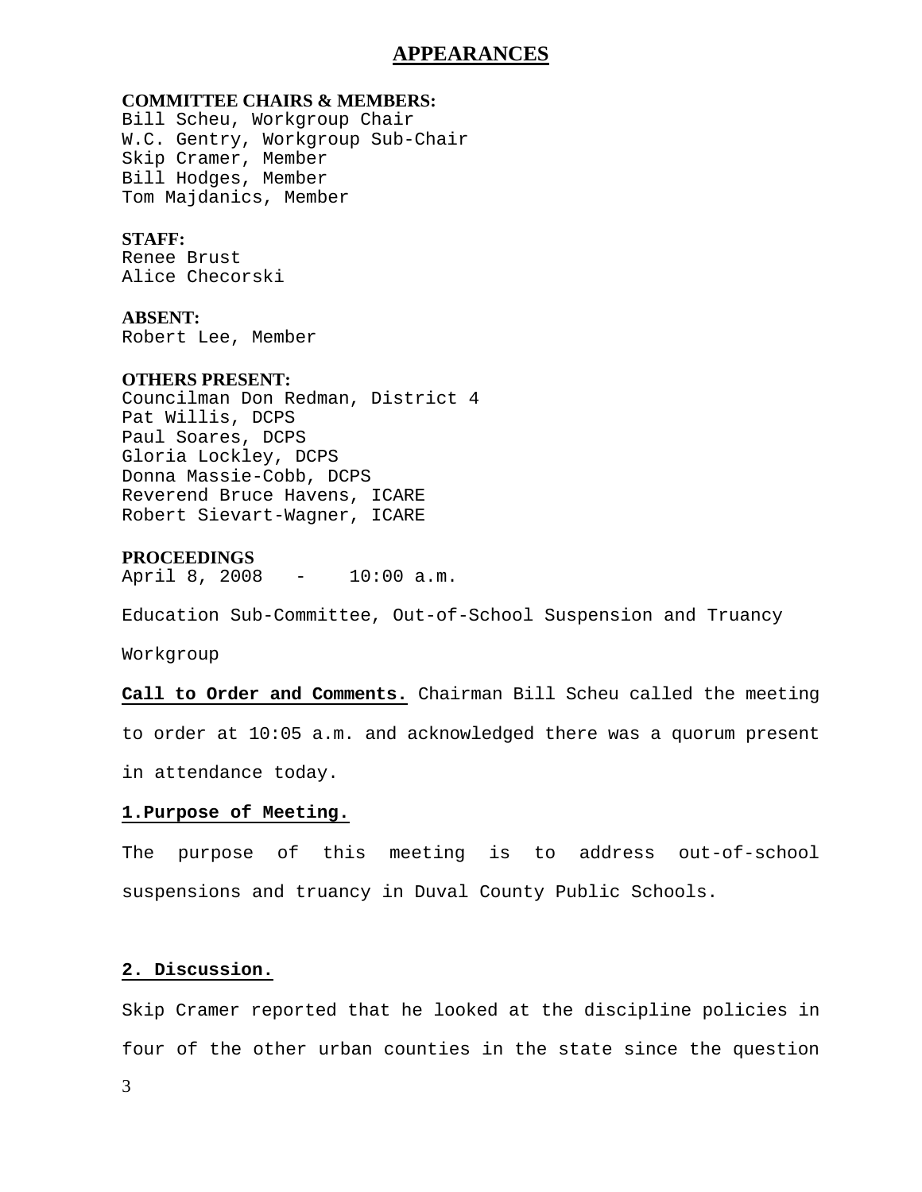# APPEARANCES

**COMMITTEE CHAIRS & MEMBERS:**
Bill Scheu, Workgroup Chair
W.C. Gentry, Workgroup Sub-Chair
Skip Cramer, Member
Bill Hodges, Member
Tom Majdanics, Member

**STAFF:**
Renee Brust
Alice Checorski

**ABSENT:**
Robert Lee, Member

**OTHERS PRESENT:**
Councilman Don Redman, District 4
Pat Willis, DCPS
Paul Soares, DCPS
Gloria Lockley, DCPS
Donna Massie-Cobb, DCPS
Reverend Bruce Havens, ICARE
Robert Sievart-Wagner, ICARE

**PROCEEDINGS**
April 8, 2008 - 10:00 a.m.

Education Sub-Committee, Out-of-School Suspension and Truancy Workgroup

**Call to Order and Comments.** Chairman Bill Scheu called the meeting to order at 10:05 a.m. and acknowledged there was a quorum present in attendance today.

**1.Purpose of Meeting.**

The purpose of this meeting is to address out-of-school suspensions and truancy in Duval County Public Schools.

**2. Discussion.**

Skip Cramer reported that he looked at the discipline policies in four of the other urban counties in the state since the question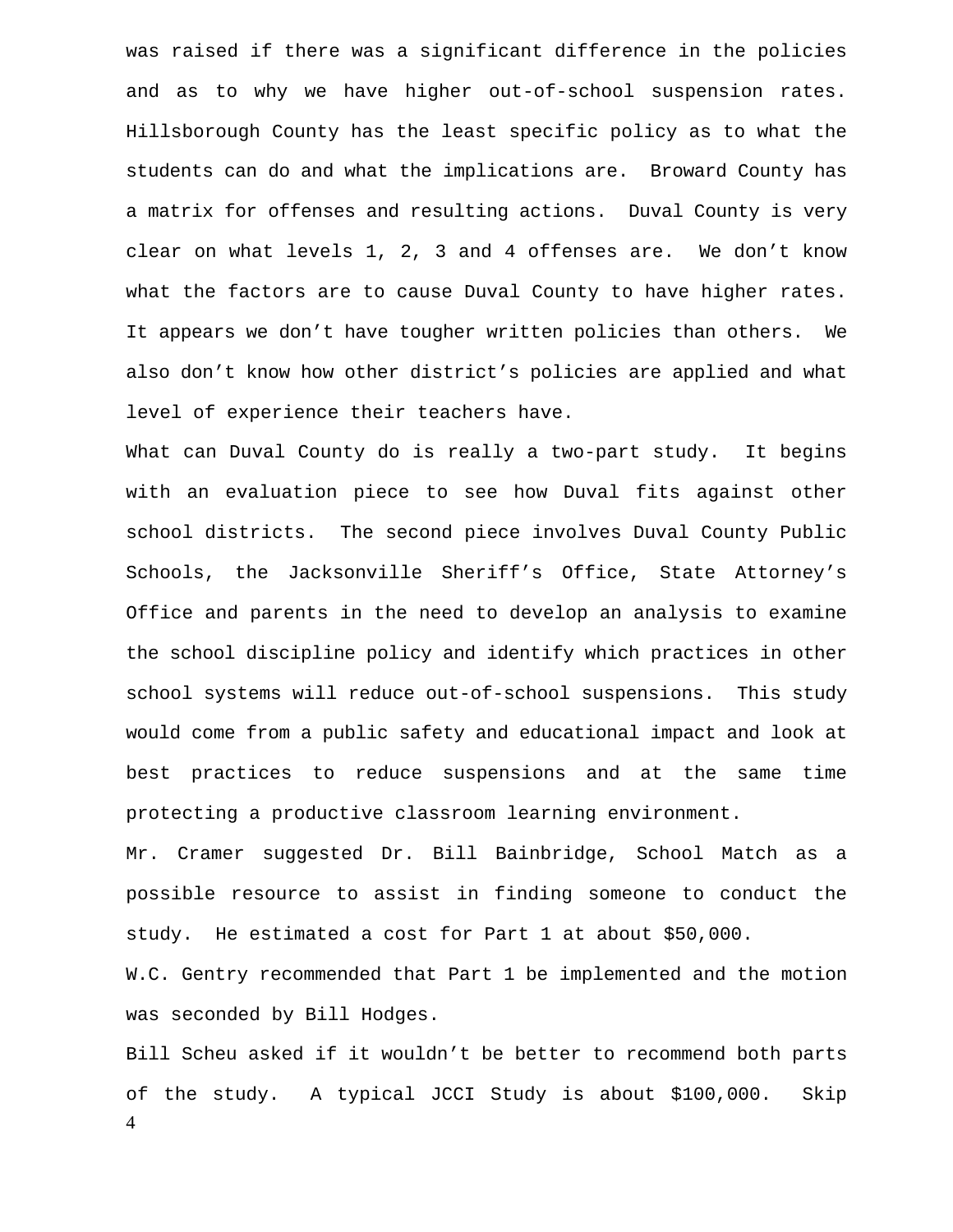was raised if there was a significant difference in the policies and as to why we have higher out-of-school suspension rates. Hillsborough County has the least specific policy as to what the students can do and what the implications are. Broward County has a matrix for offenses and resulting actions. Duval County is very clear on what levels 1, 2, 3 and 4 offenses are. We don't know what the factors are to cause Duval County to have higher rates. It appears we don't have tougher written policies than others. We also don't know how other district's policies are applied and what level of experience their teachers have.

What can Duval County do is really a two-part study. It begins with an evaluation piece to see how Duval fits against other school districts. The second piece involves Duval County Public Schools, the Jacksonville Sheriff's Office, State Attorney's Office and parents in the need to develop an analysis to examine the school discipline policy and identify which practices in other school systems will reduce out-of-school suspensions. This study would come from a public safety and educational impact and look at best practices to reduce suspensions and at the same time protecting a productive classroom learning environment.

Mr. Cramer suggested Dr. Bill Bainbridge, School Match as a possible resource to assist in finding someone to conduct the study. He estimated a cost for Part 1 at about $50,000.

W.C. Gentry recommended that Part 1 be implemented and the motion was seconded by Bill Hodges.

Bill Scheu asked if it wouldn't be better to recommend both parts of the study. A typical JCCI Study is about $100,000. Skip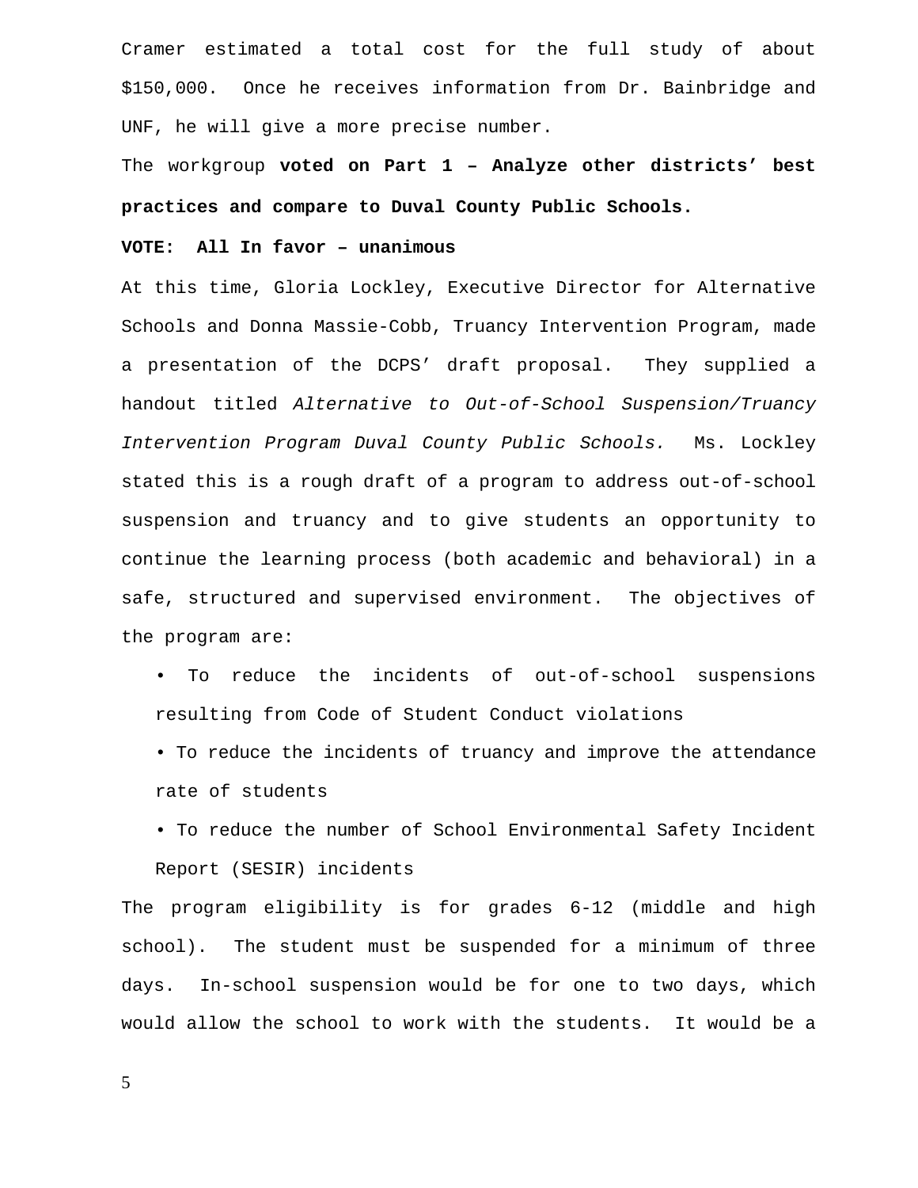Cramer estimated a total cost for the full study of about $150,000. Once he receives information from Dr. Bainbridge and UNF, he will give a more precise number.

The workgroup **voted on Part 1 – Analyze other districts' best practices and compare to Duval County Public Schools.**

**VOTE: All In favor – unanimous**

At this time, Gloria Lockley, Executive Director for Alternative Schools and Donna Massie-Cobb, Truancy Intervention Program, made a presentation of the DCPS' draft proposal. They supplied a handout titled *Alternative to Out-of-School Suspension/Truancy Intervention Program Duval County Public Schools.* Ms. Lockley stated this is a rough draft of a program to address out-of-school suspension and truancy and to give students an opportunity to continue the learning process (both academic and behavioral) in a safe, structured and supervised environment. The objectives of the program are:

- To reduce the incidents of out-of-school suspensions resulting from Code of Student Conduct violations
- To reduce the incidents of truancy and improve the attendance rate of students
- To reduce the number of School Environmental Safety Incident Report (SESIR) incidents

The program eligibility is for grades 6-12 (middle and high school). The student must be suspended for a minimum of three days. In-school suspension would be for one to two days, which would allow the school to work with the students. It would be a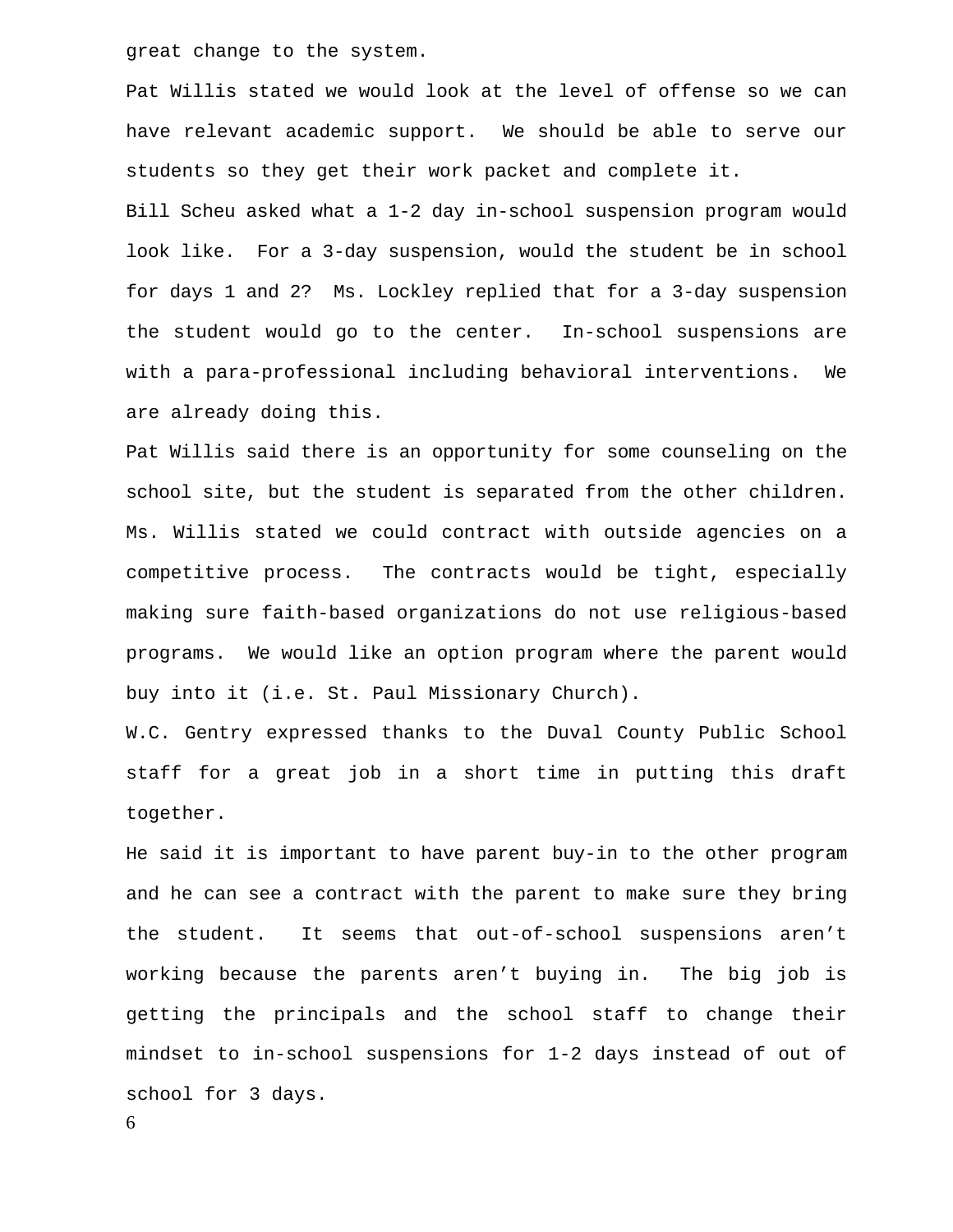great change to the system.

Pat Willis stated we would look at the level of offense so we can have relevant academic support. We should be able to serve our students so they get their work packet and complete it.

Bill Scheu asked what a 1-2 day in-school suspension program would look like. For a 3-day suspension, would the student be in school for days 1 and 2? Ms. Lockley replied that for a 3-day suspension the student would go to the center. In-school suspensions are with a para-professional including behavioral interventions. We are already doing this.

Pat Willis said there is an opportunity for some counseling on the school site, but the student is separated from the other children. Ms. Willis stated we could contract with outside agencies on a competitive process. The contracts would be tight, especially making sure faith-based organizations do not use religious-based programs. We would like an option program where the parent would buy into it (i.e. St. Paul Missionary Church).

W.C. Gentry expressed thanks to the Duval County Public School staff for a great job in a short time in putting this draft together.

He said it is important to have parent buy-in to the other program and he can see a contract with the parent to make sure they bring the student. It seems that out-of-school suspensions aren't working because the parents aren't buying in. The big job is getting the principals and the school staff to change their mindset to in-school suspensions for 1-2 days instead of out of school for 3 days.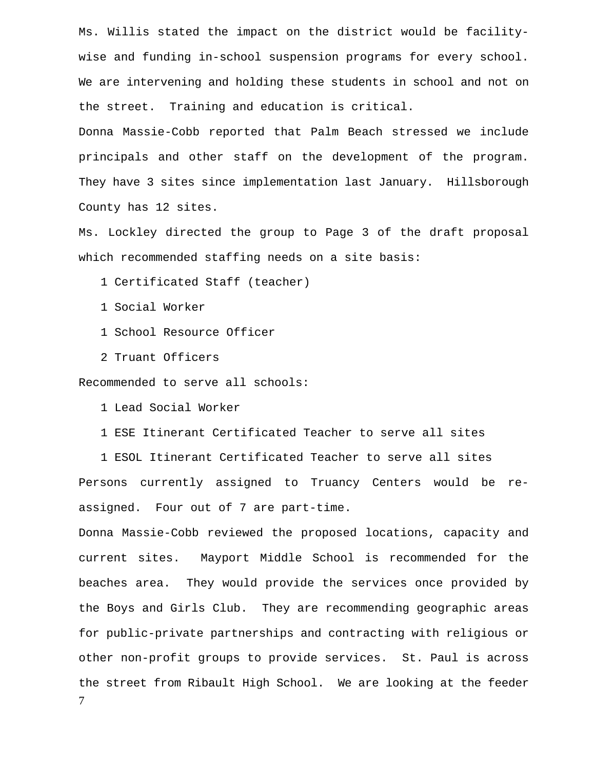Ms. Willis stated the impact on the district would be facility-wise and funding in-school suspension programs for every school. We are intervening and holding these students in school and not on the street. Training and education is critical.

Donna Massie-Cobb reported that Palm Beach stressed we include principals and other staff on the development of the program. They have 3 sites since implementation last January. Hillsborough County has 12 sites.

Ms. Lockley directed the group to Page 3 of the draft proposal which recommended staffing needs on a site basis:

- 1 Certificated Staff (teacher)
- 1 Social Worker
- 1 School Resource Officer
- 2 Truant Officers

Recommended to serve all schools:

- 1 Lead Social Worker
- 1 ESE Itinerant Certificated Teacher to serve all sites
- 1 ESOL Itinerant Certificated Teacher to serve all sites

Persons currently assigned to Truancy Centers would be re-assigned. Four out of 7 are part-time.

Donna Massie-Cobb reviewed the proposed locations, capacity and current sites. Mayport Middle School is recommended for the beaches area. They would provide the services once provided by the Boys and Girls Club. They are recommending geographic areas for public-private partnerships and contracting with religious or other non-profit groups to provide services. St. Paul is across the street from Ribault High School. We are looking at the feeder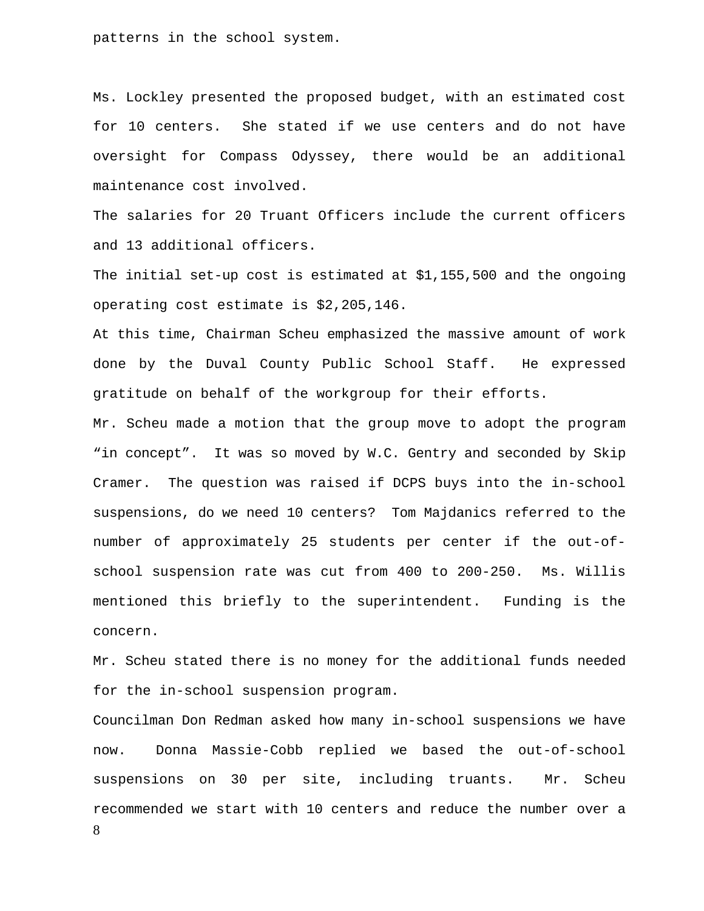patterns in the school system.

Ms. Lockley presented the proposed budget, with an estimated cost for 10 centers. She stated if we use centers and do not have oversight for Compass Odyssey, there would be an additional maintenance cost involved.

The salaries for 20 Truant Officers include the current officers and 13 additional officers.

The initial set-up cost is estimated at $1,155,500 and the ongoing operating cost estimate is $2,205,146.

At this time, Chairman Scheu emphasized the massive amount of work done by the Duval County Public School Staff. He expressed gratitude on behalf of the workgroup for their efforts.

Mr. Scheu made a motion that the group move to adopt the program "in concept". It was so moved by W.C. Gentry and seconded by Skip Cramer. The question was raised if DCPS buys into the in-school suspensions, do we need 10 centers? Tom Majdanics referred to the number of approximately 25 students per center if the out-of-school suspension rate was cut from 400 to 200-250. Ms. Willis mentioned this briefly to the superintendent. Funding is the concern.

Mr. Scheu stated there is no money for the additional funds needed for the in-school suspension program.

Councilman Don Redman asked how many in-school suspensions we have now. Donna Massie-Cobb replied we based the out-of-school suspensions on 30 per site, including truants. Mr. Scheu recommended we start with 10 centers and reduce the number over a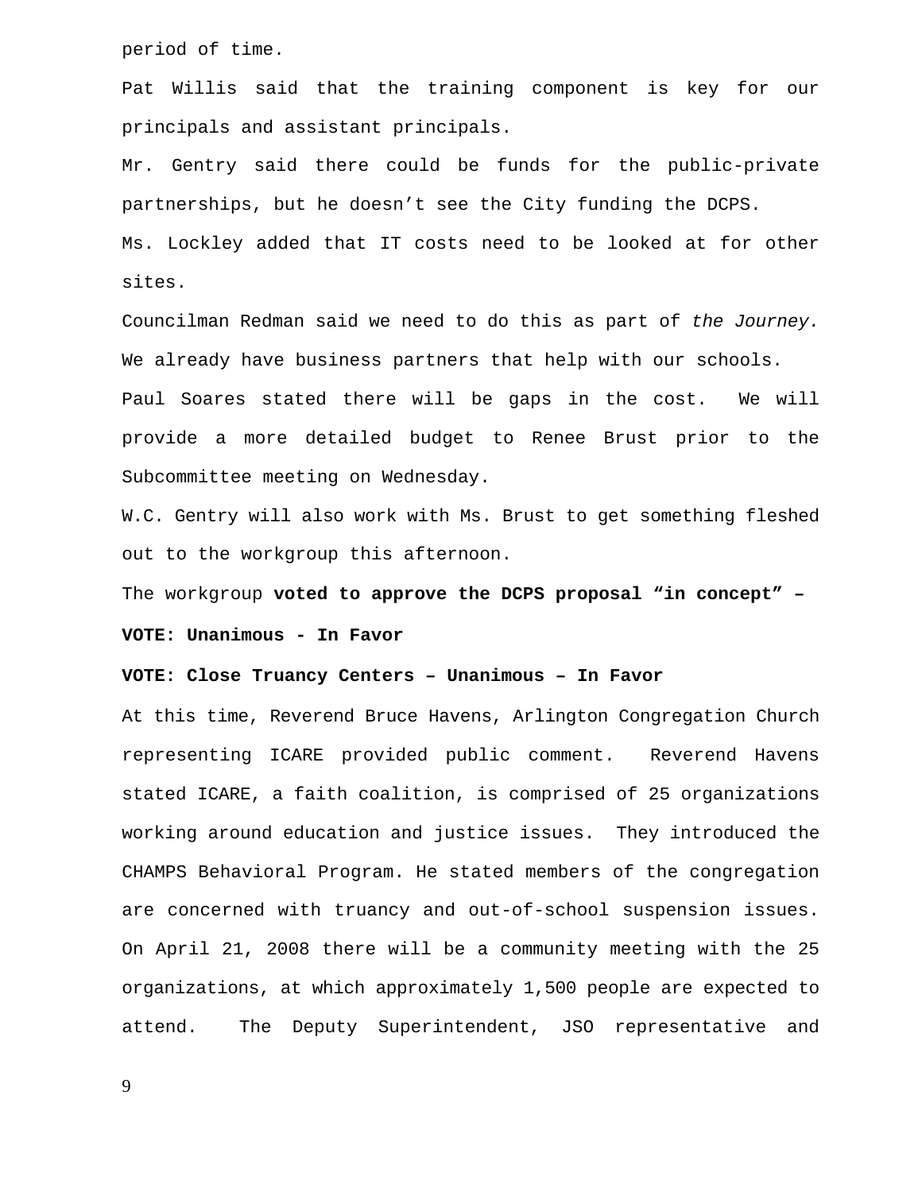period of time.

Pat Willis said that the training component is key for our principals and assistant principals.

Mr. Gentry said there could be funds for the public-private partnerships, but he doesn’t see the City funding the DCPS.

Ms. Lockley added that IT costs need to be looked at for other sites.

Councilman Redman said we need to do this as part of *the Journey.* We already have business partners that help with our schools.

Paul Soares stated there will be gaps in the cost. We will provide a more detailed budget to Renee Brust prior to the Subcommittee meeting on Wednesday.

W.C. Gentry will also work with Ms. Brust to get something fleshed out to the workgroup this afternoon.

The workgroup **voted to approve the DCPS proposal “in concept” –**

**VOTE: Unanimous - In Favor**

**VOTE: Close Truancy Centers – Unanimous – In Favor**

At this time, Reverend Bruce Havens, Arlington Congregation Church representing ICARE provided public comment. Reverend Havens stated ICARE, a faith coalition, is comprised of 25 organizations working around education and justice issues. They introduced the CHAMPS Behavioral Program. He stated members of the congregation are concerned with truancy and out-of-school suspension issues. On April 21, 2008 there will be a community meeting with the 25 organizations, at which approximately 1,500 people are expected to attend. The Deputy Superintendent, JSO representative and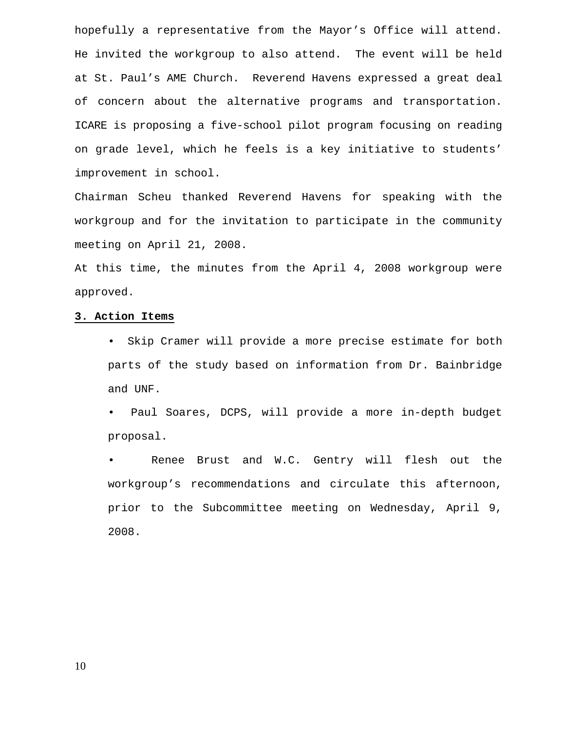hopefully a representative from the Mayor's Office will attend. He invited the workgroup to also attend. The event will be held at St. Paul's AME Church. Reverend Havens expressed a great deal of concern about the alternative programs and transportation. ICARE is proposing a five-school pilot program focusing on reading on grade level, which he feels is a key initiative to students' improvement in school.

Chairman Scheu thanked Reverend Havens for speaking with the workgroup and for the invitation to participate in the community meeting on April 21, 2008.

At this time, the minutes from the April 4, 2008 workgroup were approved.

**3. Action Items**

- Skip Cramer will provide a more precise estimate for both parts of the study based on information from Dr. Bainbridge and UNF.
- Paul Soares, DCPS, will provide a more in-depth budget proposal.
- Renee Brust and W.C. Gentry will flesh out the workgroup's recommendations and circulate this afternoon, prior to the Subcommittee meeting on Wednesday, April 9, 2008.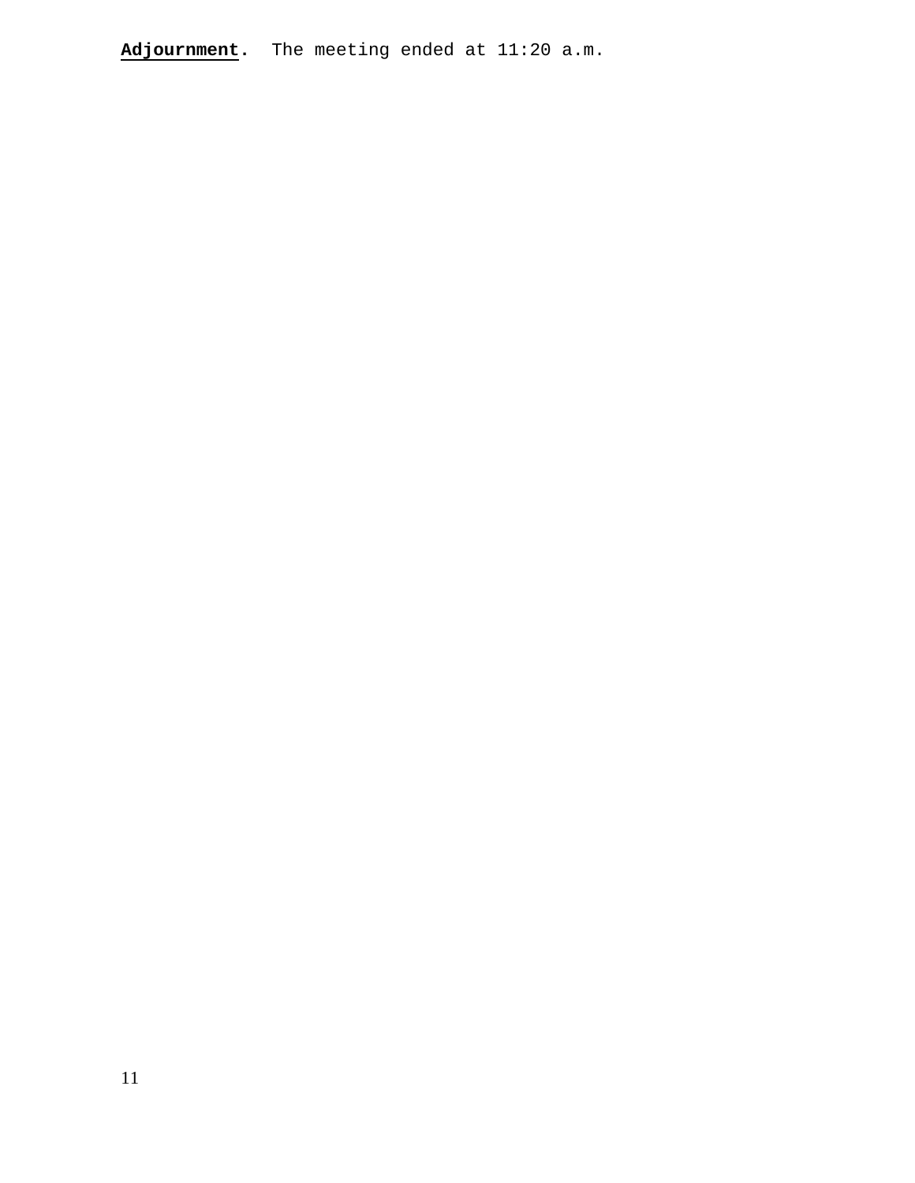**Adjournment**. The meeting ended at 11:20 a.m.